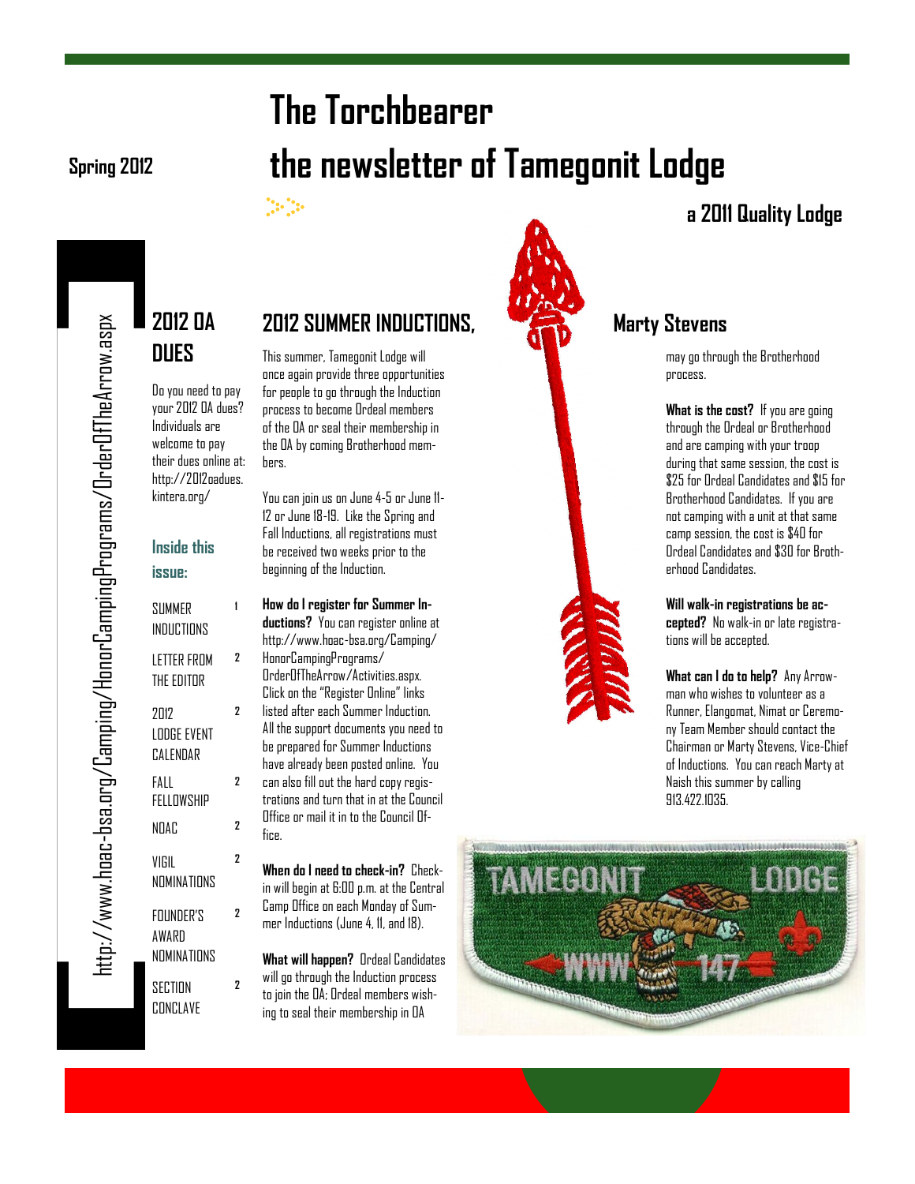Spring 2012

# The Torchbearer
# the newsletter of Tamegonit Lodge

**a 2011 Quality Lodge**

http://www.hoac-bsa.org/Camping/HonorCampingPrograms/OrderOfTheArrow.aspx

## 2012 OA DUES

Do you need to pay your 2012 OA dues? Individuals are welcome to pay their dues online at: http://2012oadues.kintera.org/

### Inside this issue:

| | |
|---|---|
| SUMMER INDUCTIONS | 1 |
| LETTER FROM THE EDITOR | 2 |
| 2012 LODGE EVENT CALENDAR | 2 |
| FALL FELLOWSHIP | 2 |
| NOAC | 2 |
| VIGIL NOMINATIONS | 2 |
| FOUNDER'S AWARD NOMINATIONS | 2 |
| SECTION CONCLAVE | 2 |

## 2012 SUMMER INDUCTIONS, Marty Stevens

This summer, Tamegonit Lodge will once again provide three opportunities for people to go through the Induction process to become Ordeal members of the OA or seal their membership in the OA by coming Brotherhood members.

You can join us on June 4-5 or June 11-12 or June 18-19. Like the Spring and Fall Inductions, all registrations must be received two weeks prior to the beginning of the Induction.

**How do I register for Summer Inductions?** You can register online at http://www.hoac-bsa.org/Camping/HonorCampingPrograms/OrderOfTheArrow/Activities.aspx. Click on the "Register Online" links listed after each Summer Induction. All the support documents you need to be prepared for Summer Inductions have already been posted online. You can also fill out the hard copy registrations and turn that in at the Council Office or mail it in to the Council Office.

**When do I need to check-in?** Check-in will begin at 6:00 p.m. at the Central Camp Office on each Monday of Summer Inductions (June 4, 11, and 18).

**What will happen?** Ordeal Candidates will go through the Induction process to join the OA; Ordeal members wishing to seal their membership in OA may go through the Brotherhood process.

**What is the cost?** If you are going through the Ordeal or Brotherhood and are camping with your troop during that same session, the cost is $25 for Ordeal Candidates and $15 for Brotherhood Candidates. If you are not camping with a unit at that same camp session, the cost is $40 for Ordeal Candidates and $30 for Brotherhood Candidates.

**Will walk-in registrations be accepted?** No walk-in or late registrations will be accepted.

**What can I do to help?** Any Arrowman who wishes to volunteer as a Runner, Elangomat, Nimat or Ceremony Team Member should contact the Chairman or Marty Stevens, Vice-Chief of Inductions. You can reach Marty at Naish this summer by calling 913.422.1035.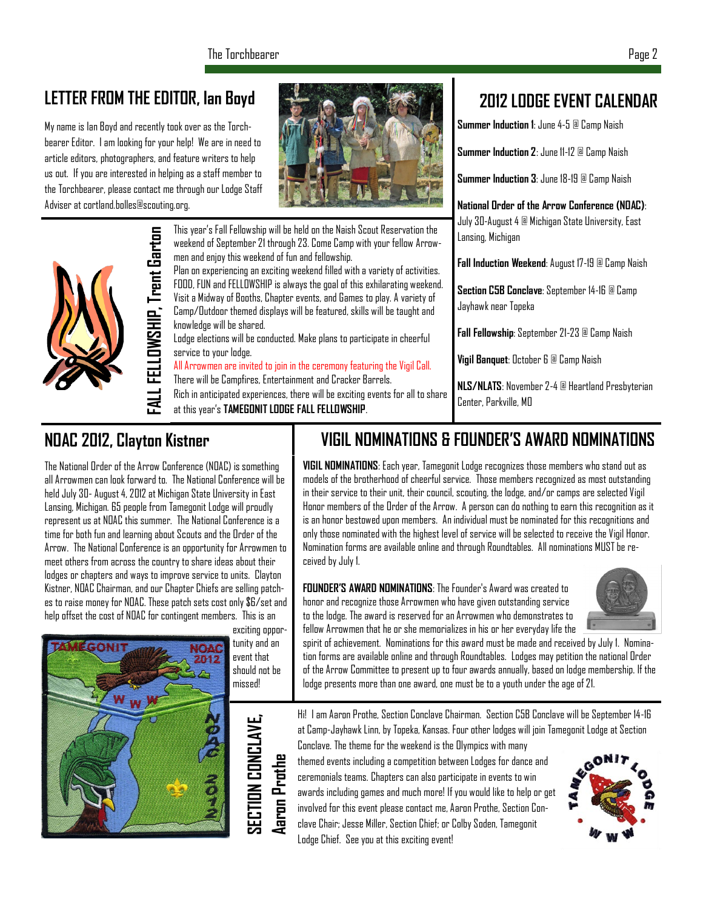## LETTER FROM THE EDITOR, Ian Boyd

My name is Ian Boyd and recently took over as the Torchbearer Editor. I am looking for your help! We are in need to article editors, photographers, and feature writers to help us out. If you are interested in helping as a staff member to the Torchbearer, please contact me through our Lodge Staff Adviser at cortland.bolles@scouting.org.

## FALL FELLOWSHIP, Trent Garton

This year's Fall Fellowship will be held on the Naish Scout Reservation the weekend of September 21 through 23. Come Camp with your fellow Arrowmen and enjoy this weekend of fun and fellowship.

Plan on experiencing an exciting weekend filled with a variety of activities. FOOD, FUN and FELLOWSHIP is always the goal of this exhilarating weekend. Visit a Midway of Booths, Chapter events, and Games to play. A variety of Camp/Outdoor themed displays will be featured, skills will be taught and knowledge will be shared.

Lodge elections will be conducted. Make plans to participate in cheerful service to your lodge.

All Arrowmen are invited to join in the ceremony featuring the Vigil Call.

There will be Campfires, Entertainment and Cracker Barrels.

Rich in anticipated experiences, there will be exciting events for all to share at this year's **TAMEGONIT LODGE FALL FELLOWSHIP**.

## 2012 LODGE EVENT CALENDAR

**Summer Induction 1**: June 4-5 @ Camp Naish

**Summer Induction 2**: June 11-12 @ Camp Naish

**Summer Induction 3**: June 18-19 @ Camp Naish

**National Order of the Arrow Conference (NOAC)**: July 30-August 4 @ Michigan State University, East Lansing, Michigan

**Fall Induction Weekend**: August 17-19 @ Camp Naish

**Section C5B Conclave**: September 14-16 @ Camp Jayhawk near Topeka

**Fall Fellowship**: September 21-23 @ Camp Naish

**Vigil Banquet**: October 6 @ Camp Naish

**NLS/NLATS**: November 2-4 @ Heartland Presbyterian Center, Parkville, MO

## NOAC 2012, Clayton Kistner

The National Order of the Arrow Conference (NOAC) is something all Arrowmen can look forward to. The National Conference will be held July 30- August 4, 2012 at Michigan State University in East Lansing, Michigan. 65 people from Tamegonit Lodge will proudly represent us at NOAC this summer. The National Conference is a time for both fun and learning about Scouts and the Order of the Arrow. The National Conference is an opportunity for Arrowmen to meet others from across the country to share ideas about their lodges or chapters and ways to improve service to units. Clayton Kistner, NOAC Chairman, and our Chapter Chiefs are selling patches to raise money for NOAC. These patch sets cost only $6/set and help offset the cost of NOAC for contingent members. This is an exciting opportunity and an event that should not be missed!

## VIGIL NOMINATIONS & FOUNDER'S AWARD NOMINATIONS

**VIGIL NOMINATIONS**: Each year, Tamegonit Lodge recognizes those members who stand out as models of the brotherhood of cheerful service. Those members recognized as most outstanding in their service to their unit, their council, scouting, the lodge, and/or camps are selected Vigil Honor members of the Order of the Arrow. A person can do nothing to earn this recognition as it is an honor bestowed upon members. An individual must be nominated for this recognitions and only those nominated with the highest level of service will be selected to receive the Vigil Honor. Nomination forms are available online and through Roundtables. All nominations MUST be received by July 1.

**FOUNDER'S AWARD NOMINATIONS**: The Founder's Award was created to honor and recognize those Arrowmen who have given outstanding service to the lodge. The award is reserved for an Arrowmen who demonstrates to fellow Arrowmen that he or she memorializes in his or her everyday life the spirit of achievement. Nominations for this award must be made and received by July 1. Nomination forms are available online and through Roundtables. Lodges may petition the national Order of the Arrow Committee to present up to four awards annually, based on lodge membership. If the lodge presents more than one award, one must be to a youth under the age of 21.

## SECTION CONCLAVE, Aaron Prothe

Hi! I am Aaron Prothe, Section Conclave Chairman. Section C5B Conclave will be September 14-16 at Camp-Jayhawk Linn, by Topeka, Kansas. Four other lodges will join Tamegonit Lodge at Section Conclave. The theme for the weekend is the Olympics with many themed events including a competition between Lodges for dance and ceremonials teams. Chapters can also participate in events to win awards including games and much more! If you would like to help or get involved for this event please contact me, Aaron Prothe, Section Conclave Chair; Jesse Miller, Section Chief; or Colby Soden, Tamegonit Lodge Chief. See you at this exciting event!